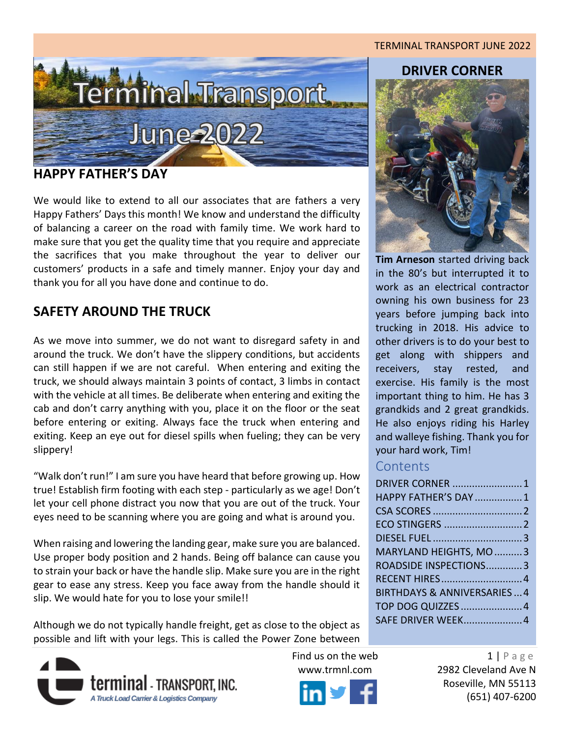# Terminal Transport June 2022

## HAPPY FATHER'S DAY

We would like to extend to all our associates that are fathers a very Happy Fathers' Days this month! We know and understand the difficulty of balancing a career on the road with family time. We work hard to make sure that you get the quality time that you require and appreciate the sacrifices that you make throughout the year to deliver our customers' products in a safe and timely manner. Enjoy your day and thank you for all you have done and continue to do.

## SAFETY AROUND THE TRUCK

As we move into summer, we do not want to disregard safety in and around the truck. We don't have the slippery conditions, but accidents can still happen if we are not careful. When entering and exiting the truck, we should always maintain 3 points of contact, 3 limbs in contact with the vehicle at all times. Be deliberate when entering and exiting the cab and don't carry anything with you, place it on the floor or the seat before entering or exiting. Always face the truck when entering and exiting. Keep an eye out for diesel spills when fueling; they can be very slippery!

"Walk don't run!" I am sure you have heard that before growing up. How true! Establish firm footing with each step - particularly as we age! Don't let your cell phone distract you now that you are out of the truck. Your eyes need to be scanning where you are going and what is around you.

When raising and lowering the landing gear, make sure you are balanced. Use proper body position and 2 hands. Being off balance can cause you to strain your back or have the handle slip. Make sure you are in the right gear to ease any stress. Keep you face away from the handle should it slip. We would hate for you to lose your smile!!

Although we do not typically handle freight, get as close to the object as possible and lift with your legs. This is called the Power Zone between

## DRIVER CORNER

**Tim Arneson** started driving back in the 80's but interrupted it to work as an electrical contractor owning his own business for 23 years before jumping back into trucking in 2018. His advice to other drivers is to do your best to get along with shippers and receivers, stay rested, and exercise. His family is the most important thing to him. He has 3 grandkids and 2 great grandkids. He also enjoys riding his Harley and walleye fishing. Thank you for your hard work, Tim!

## Contents

| | |
|---|---|
| DRIVER CORNER | 1 |
| HAPPY FATHER'S DAY | 1 |
| CSA SCORES | 2 |
| ECO STINGERS | 2 |
| DIESEL FUEL | 3 |
| MARYLAND HEIGHTS, MO | 3 |
| ROADSIDE INSPECTIONS | 3 |
| RECENT HIRES | 4 |
| BIRTHDAYS & ANNIVERSARIES | 4 |
| TOP DOG QUIZZES | 4 |
| SAFE DRIVER WEEK | 4 |

terminal - TRANSPORT, INC.
A Truck Load Carrier & Logistics Company

Find us on the web
www.trmnl.com

2982 Cleveland Ave N
Roseville, MN 55113
(651) 407-6200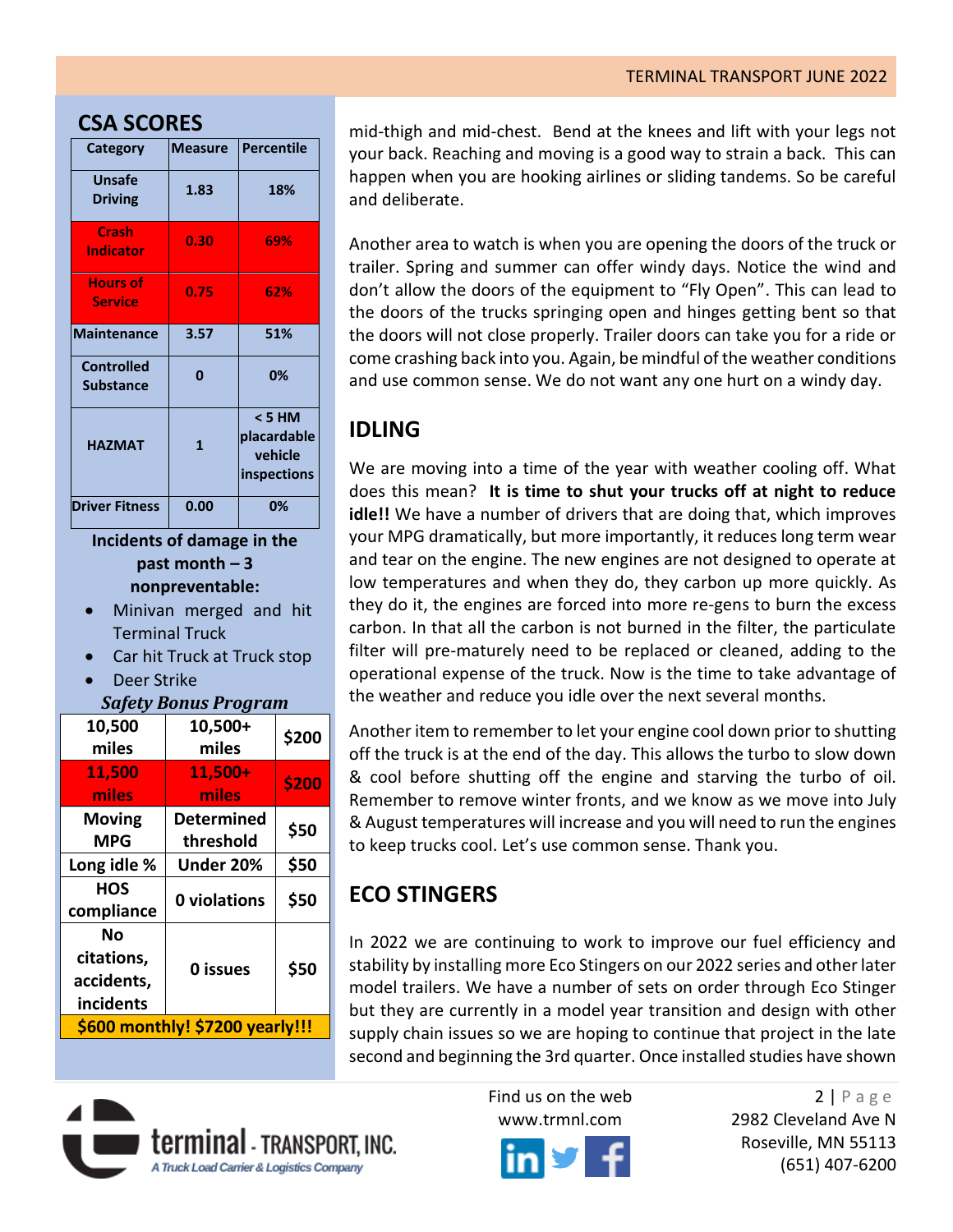## CSA SCORES

| Category | Measure | Percentile |
|---|---|---|
| Unsafe Driving | 1.83 | 18% |
| Crash Indicator | 0.30 | 69% |
| Hours of Service | 0.75 | 62% |
| Maintenance | 3.57 | 51% |
| Controlled Substance | 0 | 0% |
| HAZMAT | 1 | < 5 HM placardable vehicle inspections |
| Driver Fitness | 0.00 | 0% |

**Incidents of damage in the past month – 3 nonpreventable:**

- Minivan merged and hit Terminal Truck
- Car hit Truck at Truck stop
- Deer Strike

***Safety Bonus Program***

| | | |
|---|---|---|
| 10,500 miles | 10,500+ miles | $200 |
| 11,500 miles | 11,500+ miles | $200 |
| Moving MPG | Determined threshold | $50 |
| Long idle % | Under 20% | $50 |
| HOS compliance | 0 violations | $50 |
| No citations, accidents, incidents | 0 issues | $50 |
| $600 monthly! $7200 yearly!!! | | |

mid-thigh and mid-chest. Bend at the knees and lift with your legs not your back. Reaching and moving is a good way to strain a back. This can happen when you are hooking airlines or sliding tandems. So be careful and deliberate.

Another area to watch is when you are opening the doors of the truck or trailer. Spring and summer can offer windy days. Notice the wind and don't allow the doors of the equipment to "Fly Open". This can lead to the doors of the trucks springing open and hinges getting bent so that the doors will not close properly. Trailer doors can take you for a ride or come crashing back into you. Again, be mindful of the weather conditions and use common sense. We do not want any one hurt on a windy day.

## IDLING

We are moving into a time of the year with weather cooling off. What does this mean? **It is time to shut your trucks off at night to reduce idle!!** We have a number of drivers that are doing that, which improves your MPG dramatically, but more importantly, it reduces long term wear and tear on the engine. The new engines are not designed to operate at low temperatures and when they do, they carbon up more quickly. As they do it, the engines are forced into more re-gens to burn the excess carbon. In that all the carbon is not burned in the filter, the particulate filter will pre-maturely need to be replaced or cleaned, adding to the operational expense of the truck. Now is the time to take advantage of the weather and reduce you idle over the next several months.

Another item to remember to let your engine cool down prior to shutting off the truck is at the end of the day. This allows the turbo to slow down & cool before shutting off the engine and starving the turbo of oil. Remember to remove winter fronts, and we know as we move into July & August temperatures will increase and you will need to run the engines to keep trucks cool. Let's use common sense. Thank you.

## ECO STINGERS

In 2022 we are continuing to work to improve our fuel efficiency and stability by installing more Eco Stingers on our 2022 series and other later model trailers. We have a number of sets on order through Eco Stinger but they are currently in a model year transition and design with other supply chain issues so we are hoping to continue that project in the late second and beginning the 3rd quarter. Once installed studies have shown

terminal - TRANSPORT, INC.
A Truck Load Carrier & Logistics Company

Find us on the web
www.trmnl.com

2982 Cleveland Ave N
Roseville, MN 55113
(651) 407-6200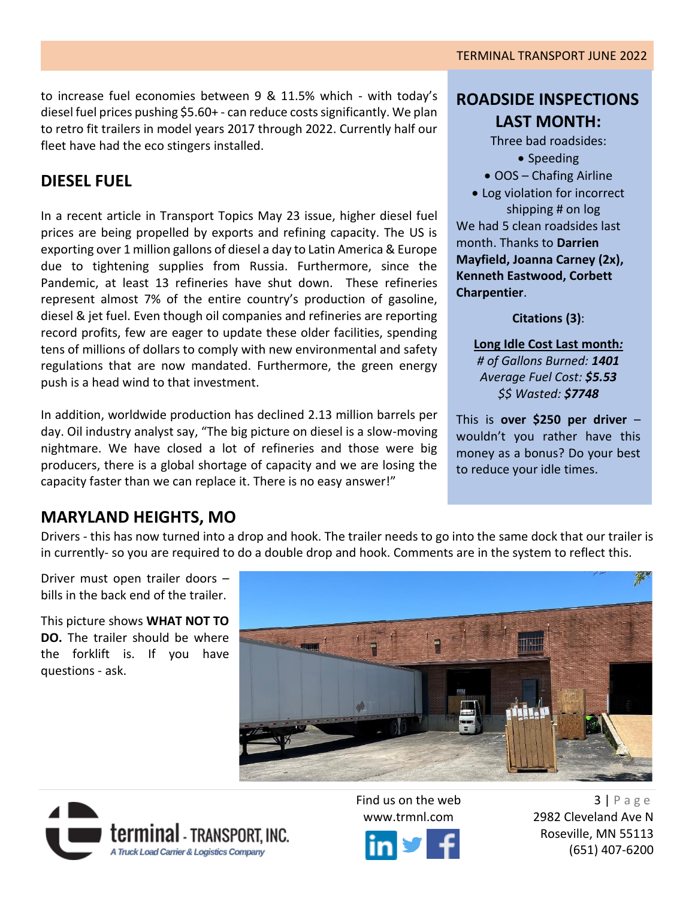to increase fuel economies between 9 & 11.5% which - with today's diesel fuel prices pushing $5.60+ - can reduce costs significantly. We plan to retro fit trailers in model years 2017 through 2022. Currently half our fleet have had the eco stingers installed.

## DIESEL FUEL

In a recent article in Transport Topics May 23 issue, higher diesel fuel prices are being propelled by exports and refining capacity. The US is exporting over 1 million gallons of diesel a day to Latin America & Europe due to tightening supplies from Russia. Furthermore, since the Pandemic, at least 13 refineries have shut down. These refineries represent almost 7% of the entire country's production of gasoline, diesel & jet fuel. Even though oil companies and refineries are reporting record profits, few are eager to update these older facilities, spending tens of millions of dollars to comply with new environmental and safety regulations that are now mandated. Furthermore, the green energy push is a head wind to that investment.

In addition, worldwide production has declined 2.13 million barrels per day. Oil industry analyst say, "The big picture on diesel is a slow-moving nightmare. We have closed a lot of refineries and those were big producers, there is a global shortage of capacity and we are losing the capacity faster than we can replace it. There is no easy answer!"

## ROADSIDE INSPECTIONS LAST MONTH:

Three bad roadsides:

- Speeding
- OOS – Chafing Airline
- Log violation for incorrect shipping # on log

We had 5 clean roadsides last month. Thanks to **Darrien Mayfield, Joanna Carney (2x), Kenneth Eastwood, Corbett Charpentier**.

**Citations (3)**:

**Long Idle Cost Last month:**

*# of Gallons Burned: **1401***

*Average Fuel Cost: **$5.53***

*$$ Wasted: **$7748***

This is **over $250 per driver** – wouldn't you rather have this money as a bonus? Do your best to reduce your idle times.

## MARYLAND HEIGHTS, MO

Drivers - this has now turned into a drop and hook. The trailer needs to go into the same dock that our trailer is in currently- so you are required to do a double drop and hook. Comments are in the system to reflect this.

Driver must open trailer doors – bills in the back end of the trailer.

This picture shows **WHAT NOT TO DO.** The trailer should be where the forklift is. If you have questions - ask.

Find us on the web
www.trmnl.com

2982 Cleveland Ave N
Roseville, MN 55113
(651) 407-6200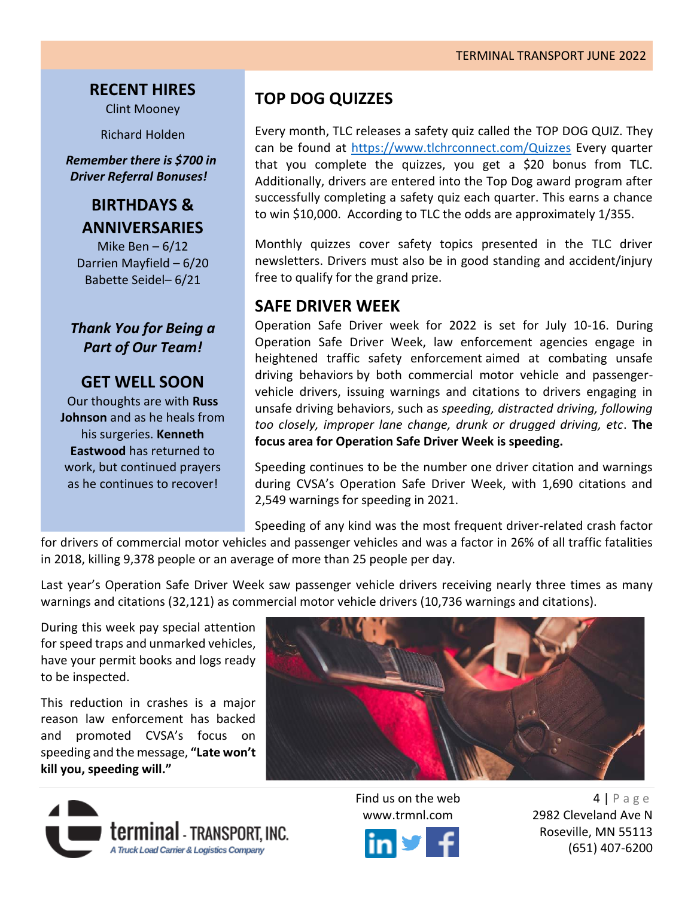## RECENT HIRES

Clint Mooney

Richard Holden

***Remember there is $700 in Driver Referral Bonuses!***

## BIRTHDAYS & ANNIVERSARIES

Mike Ben – 6/12
Darrien Mayfield – 6/20
Babette Seidel– 6/21

***Thank You for Being a Part of Our Team!***

## GET WELL SOON

Our thoughts are with **Russ Johnson** and as he heals from his surgeries. **Kenneth Eastwood** has returned to work, but continued prayers as he continues to recover!

## TOP DOG QUIZZES

Every month, TLC releases a safety quiz called the TOP DOG QUIZ. They can be found at https://www.tlchrconnect.com/Quizzes Every quarter that you complete the quizzes, you get a $20 bonus from TLC. Additionally, drivers are entered into the Top Dog award program after successfully completing a safety quiz each quarter. This earns a chance to win $10,000. According to TLC the odds are approximately 1/355.

Monthly quizzes cover safety topics presented in the TLC driver newsletters. Drivers must also be in good standing and accident/injury free to qualify for the grand prize.

## SAFE DRIVER WEEK

Operation Safe Driver week for 2022 is set for July 10-16. During Operation Safe Driver Week, law enforcement agencies engage in heightened traffic safety enforcement aimed at combating unsafe driving behaviors by both commercial motor vehicle and passenger-vehicle drivers, issuing warnings and citations to drivers engaging in unsafe driving behaviors, such as *speeding, distracted driving, following too closely, improper lane change, drunk or drugged driving, etc*. **The focus area for Operation Safe Driver Week is speeding.**

Speeding continues to be the number one driver citation and warnings during CVSA's Operation Safe Driver Week, with 1,690 citations and 2,549 warnings for speeding in 2021.

Speeding of any kind was the most frequent driver-related crash factor for drivers of commercial motor vehicles and passenger vehicles and was a factor in 26% of all traffic fatalities in 2018, killing 9,378 people or an average of more than 25 people per day.

Last year's Operation Safe Driver Week saw passenger vehicle drivers receiving nearly three times as many warnings and citations (32,121) as commercial motor vehicle drivers (10,736 warnings and citations).

During this week pay special attention for speed traps and unmarked vehicles, have your permit books and logs ready to be inspected.

This reduction in crashes is a major reason law enforcement has backed and promoted CVSA's focus on speeding and the message, **"Late won't kill you, speeding will."**

terminal - TRANSPORT, INC.
A Truck Load Carrier & Logistics Company

Find us on the web
www.trmnl.com

2982 Cleveland Ave N
Roseville, MN 55113
(651) 407-6200